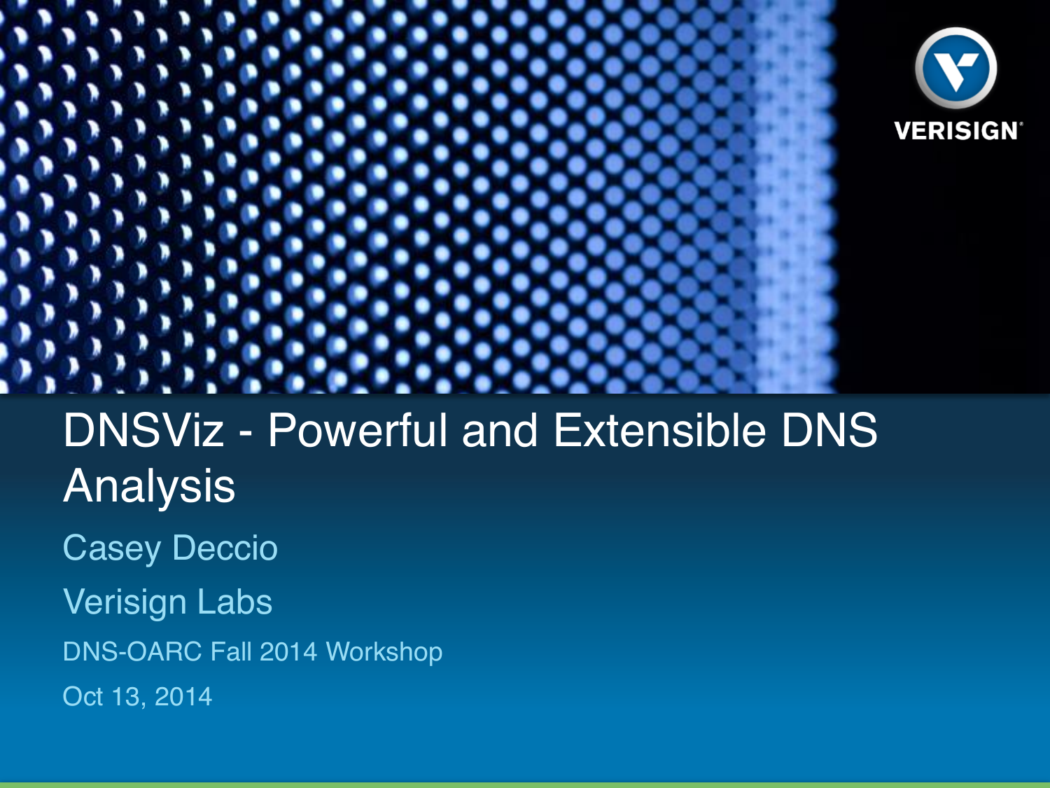# DNSViz - Powerful and Extensible DNS Analysis

Casey Deccio

Verisign Labs

DNS-OARC Fall 2014 Workshop

Oct 13, 2014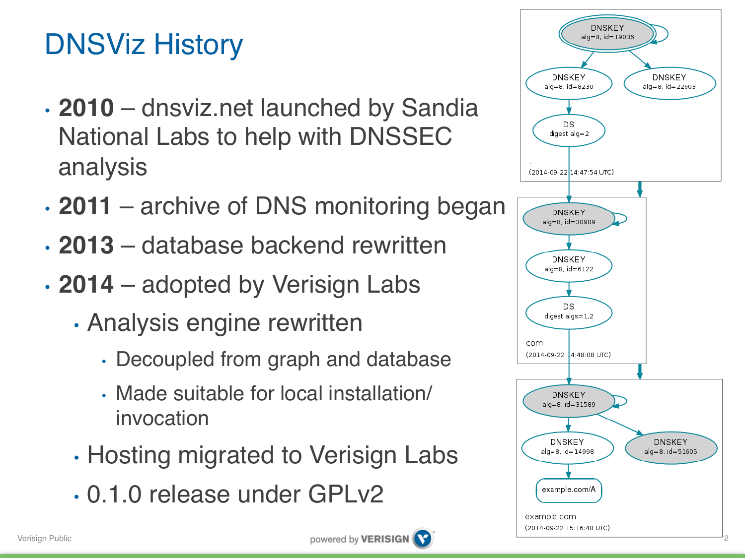# DNSViz History

- **2010** – dnsviz.net launched by Sandia National Labs to help with DNSSEC analysis
- **2011** – archive of DNS monitoring began
- **2013** – database backend rewritten
- **2014** – adopted by Verisign Labs
  - Analysis engine rewritten
    - Decoupled from graph and database
    - Made suitable for local installation/invocation
  - Hosting migrated to Verisign Labs
  - 0.1.0 release under GPLv2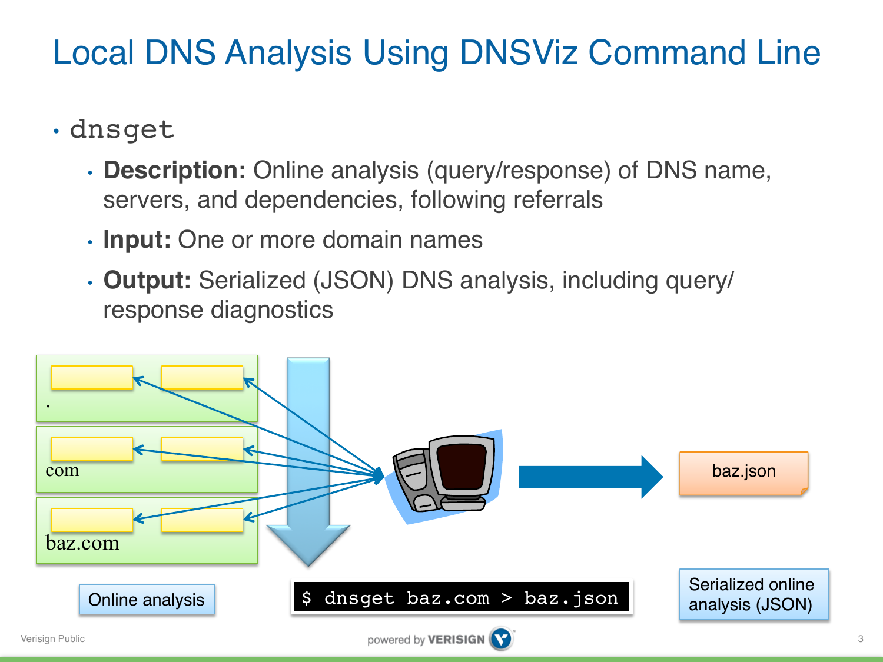# Local DNS Analysis Using DNSViz Command Line

- `dnsget`
  - **Description:** Online analysis (query/response) of DNS name, servers, and dependencies, following referrals
  - **Input:** One or more domain names
  - **Output:** Serialized (JSON) DNS analysis, including query/response diagnostics

.

com

baz.com

Online analysis

```
$ dnsget baz.com > baz.json
```

baz.json

Serialized online analysis (JSON)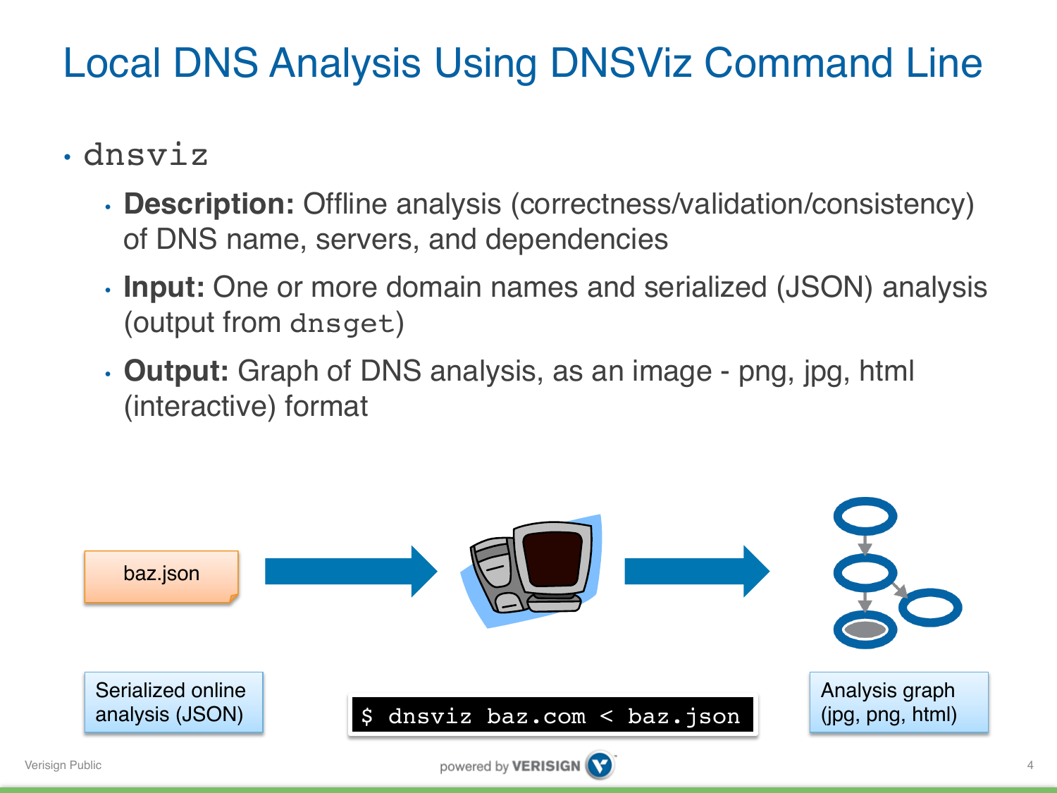# Local DNS Analysis Using DNSViz Command Line

- `dnsviz`
  - **Description:** Offline analysis (correctness/validation/consistency) of DNS name, servers, and dependencies
  - **Input:** One or more domain names and serialized (JSON) analysis (output from `dnsget`)
  - **Output:** Graph of DNS analysis, as an image - png, jpg, html (interactive) format

baz.json

Serialized online analysis (JSON)

```
$ dnsviz baz.com < baz.json
```

Analysis graph (jpg, png, html)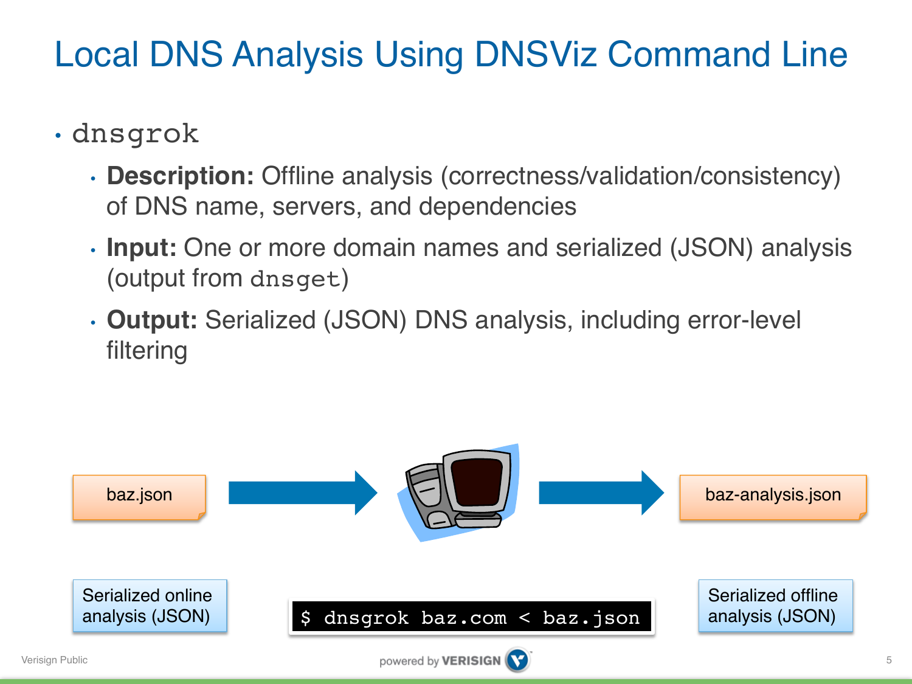# Local DNS Analysis Using DNSViz Command Line

- `dnsgrok`
  - **Description:** Offline analysis (correctness/validation/consistency) of DNS name, servers, and dependencies
  - **Input:** One or more domain names and serialized (JSON) analysis (output from `dnsget`)
  - **Output:** Serialized (JSON) DNS analysis, including error-level filtering

baz.json → baz-analysis.json

Serialized online analysis (JSON)

```
$ dnsgrok baz.com < baz.json
```

Serialized offline analysis (JSON)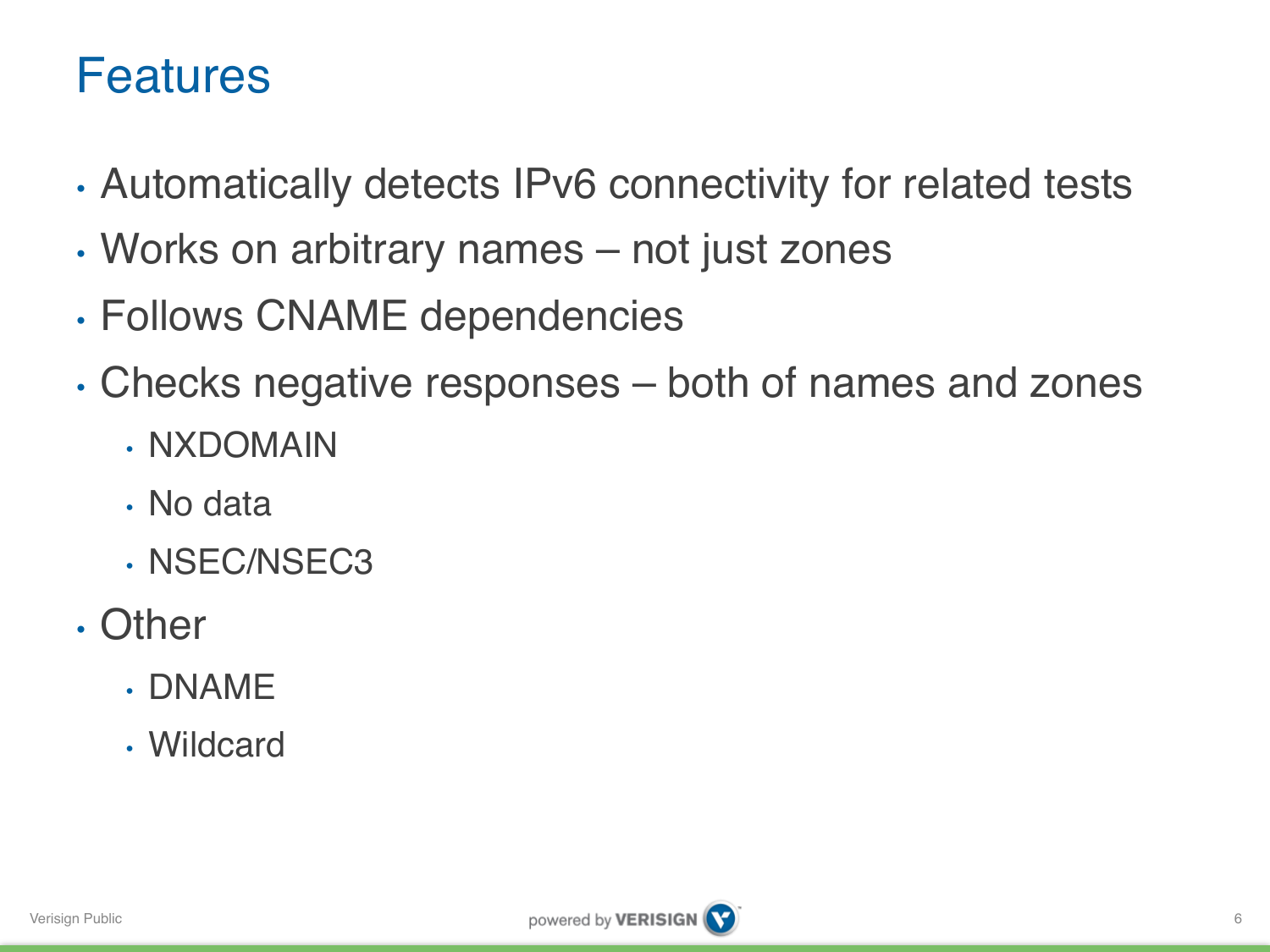# Features

- Automatically detects IPv6 connectivity for related tests
- Works on arbitrary names – not just zones
- Follows CNAME dependencies
- Checks negative responses – both of names and zones
  - NXDOMAIN
  - No data
  - NSEC/NSEC3
- Other
  - DNAME
  - Wildcard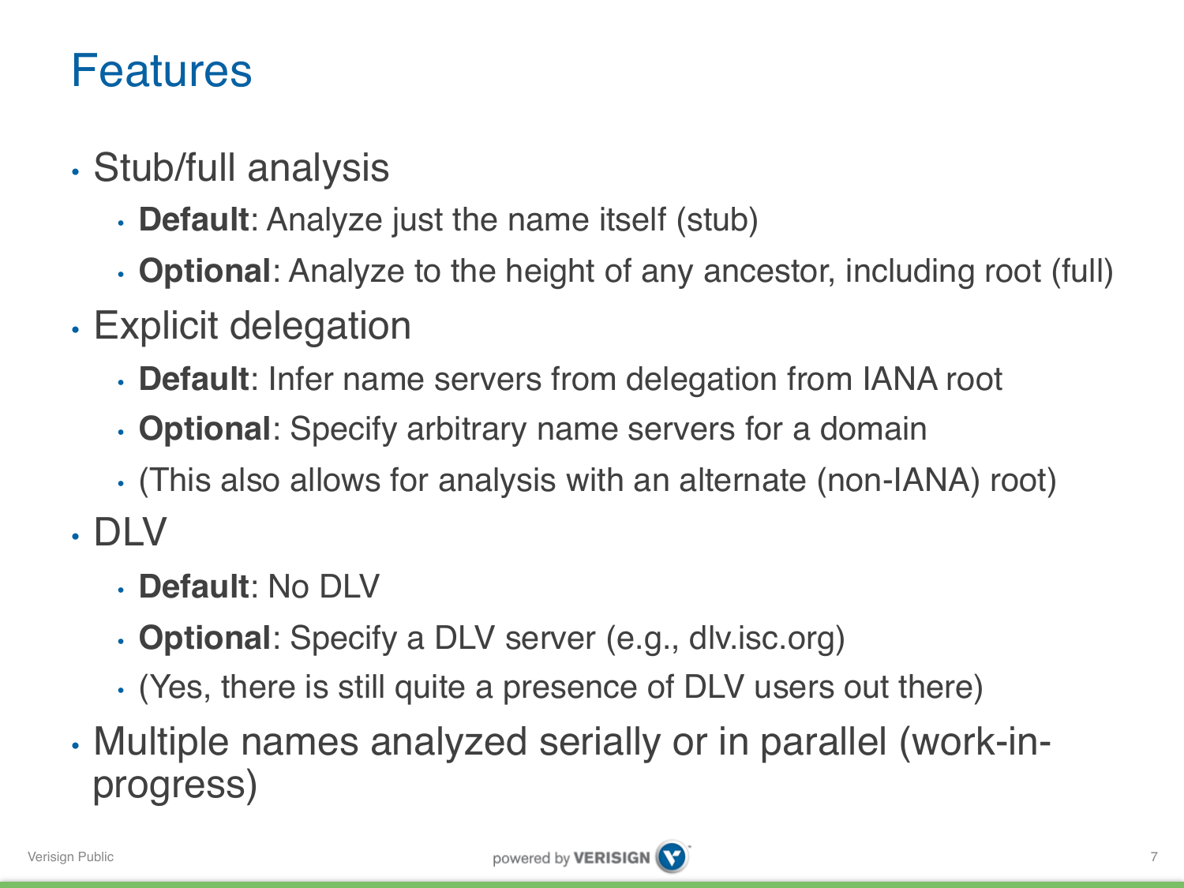# Features

- Stub/full analysis
  - **Default**: Analyze just the name itself (stub)
  - **Optional**: Analyze to the height of any ancestor, including root (full)
- Explicit delegation
  - **Default**: Infer name servers from delegation from IANA root
  - **Optional**: Specify arbitrary name servers for a domain
  - (This also allows for analysis with an alternate (non-IANA) root)
- DLV
  - **Default**: No DLV
  - **Optional**: Specify a DLV server (e.g., dlv.isc.org)
  - (Yes, there is still quite a presence of DLV users out there)
- Multiple names analyzed serially or in parallel (work-in-progress)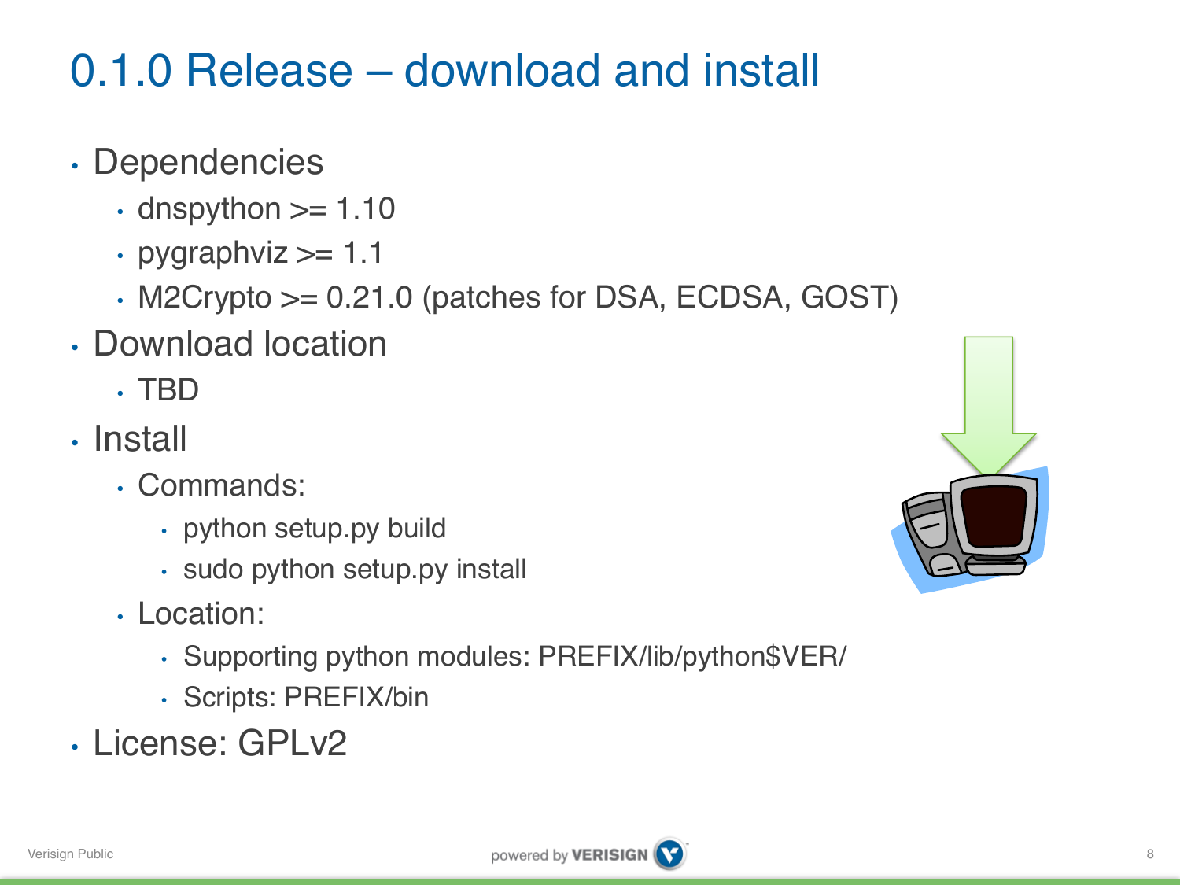# 0.1.0 Release – download and install

- Dependencies
  - dnspython >= 1.10
  - pygraphviz >= 1.1
  - M2Crypto >= 0.21.0 (patches for DSA, ECDSA, GOST)
- Download location
  - TBD
- Install
  - Commands:
    - python setup.py build
    - sudo python setup.py install
  - Location:
    - Supporting python modules: PREFIX/lib/python$VER/
    - Scripts: PREFIX/bin
- License: GPLv2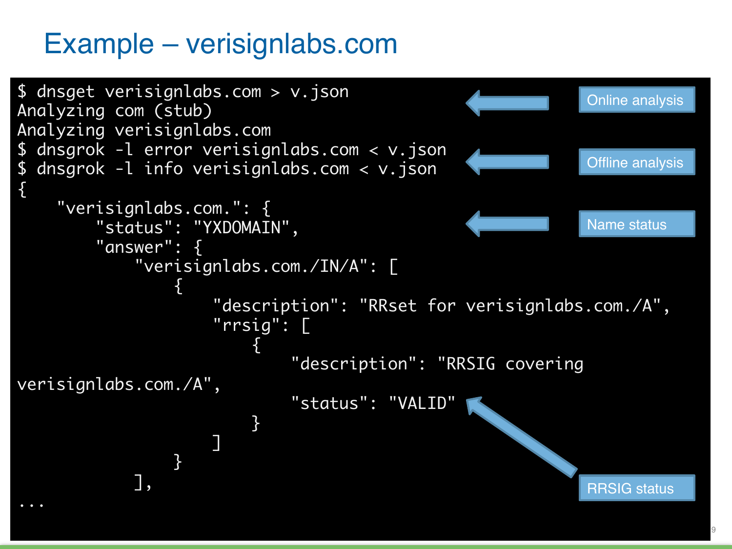# Example – verisignlabs.com

```
$ dnsget verisignlabs.com > v.json
Analyzing com (stub)
Analyzing verisignlabs.com
$ dnsgrok -l error verisignlabs.com < v.json
$ dnsgrok -l info verisignlabs.com < v.json
{
    "verisignlabs.com.": {
        "status": "YXDOMAIN",
        "answer": {
            "verisignlabs.com./IN/A": [
                {
                    "description": "RRset for verisignlabs.com./A",
                    "rrsig": [
                        {
                            "description": "RRSIG covering
verisignlabs.com./A",
                            "status": "VALID"
                        }
                    ]
                }
            ],
...
```

Online analysis

Offline analysis

Name status

RRSIG status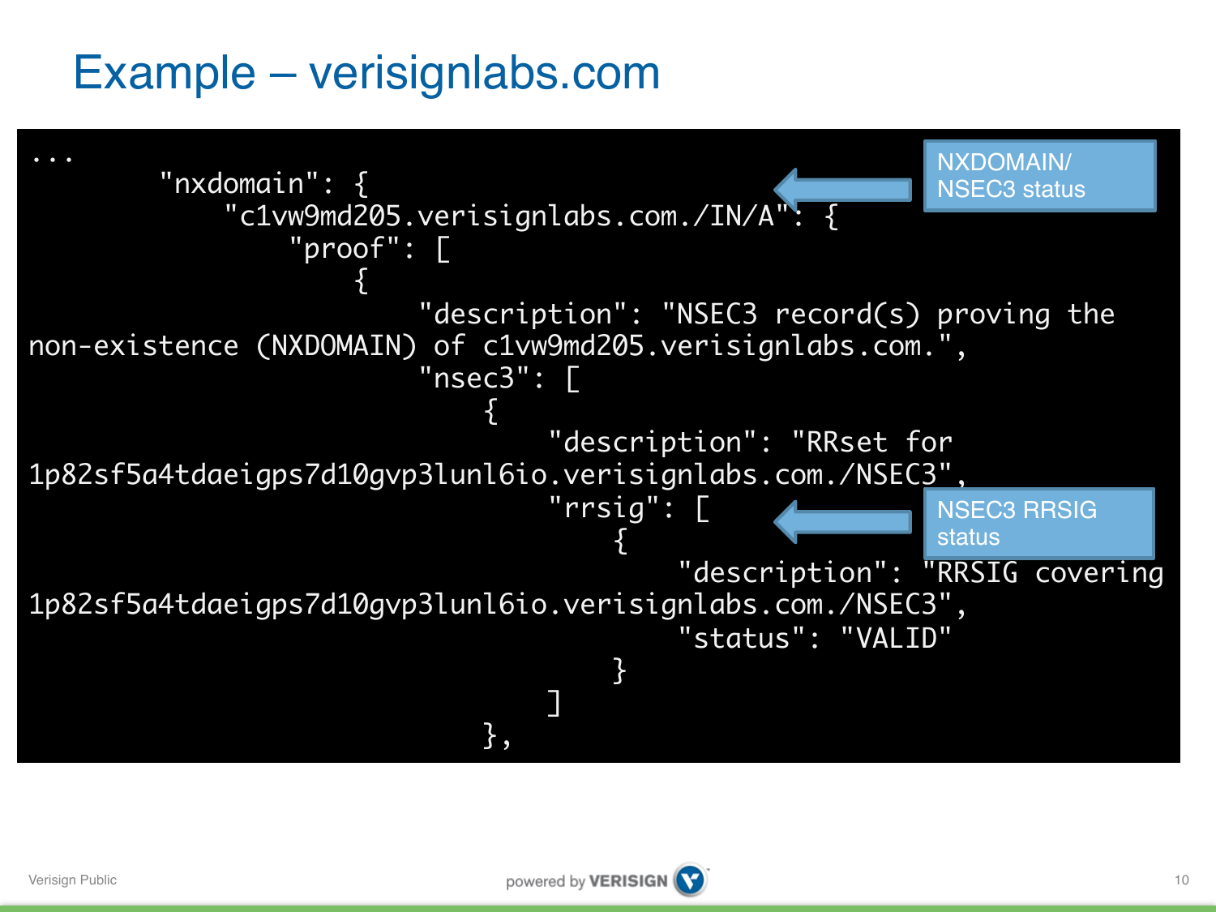# Example – verisignlabs.com

```
...
        "nxdomain": {
            "c1vw9md205.verisignlabs.com./IN/A": {
                "proof": [
                    {
                        "description": "NSEC3 record(s) proving the non-existence (NXDOMAIN) of c1vw9md205.verisignlabs.com.",
                        "nsec3": [
                            {
                                "description": "RRset for 1p82sf5a4tdaeigps7d10gvp3lunl6io.verisignlabs.com./NSEC3",
                                "rrsig": [
                                    {
                                        "description": "RRSIG covering 1p82sf5a4tdaeigps7d10gvp3lunl6io.verisignlabs.com./NSEC3",
                                        "status": "VALID"
                                    }
                                ]
                            },
```

NXDOMAIN/ NSEC3 status

NSEC3 RRSIG status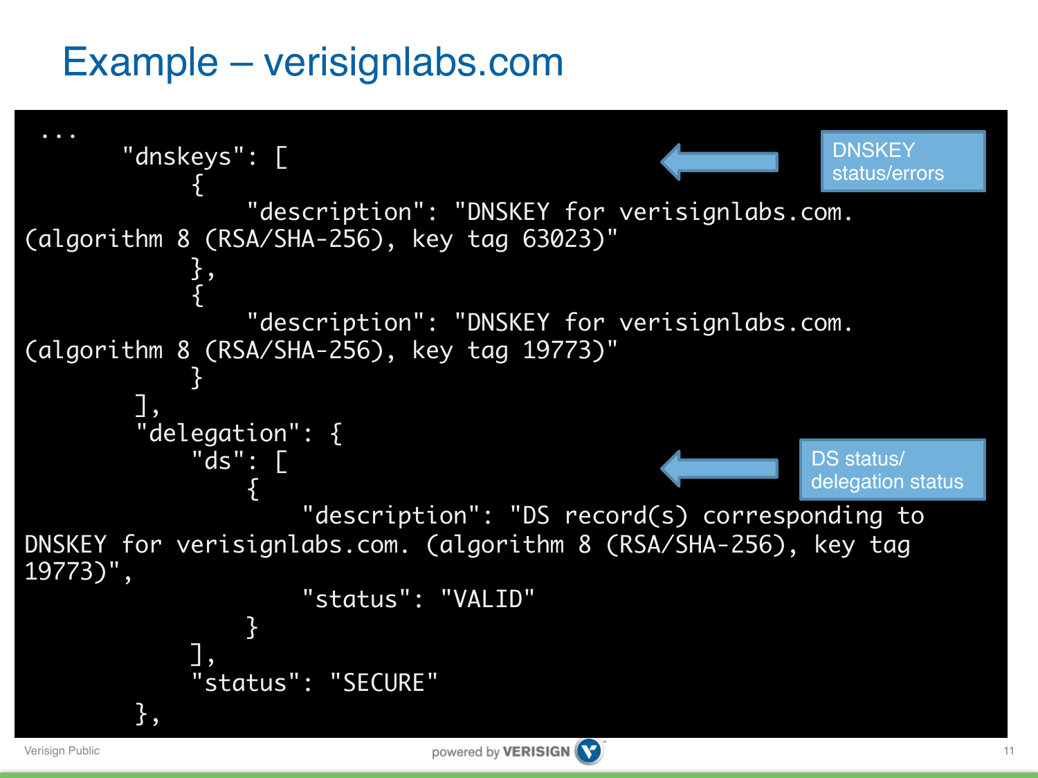# Example – verisignlabs.com

```
 ...
      "dnskeys": [
           {
               "description": "DNSKEY for verisignlabs.com. (algorithm 8 (RSA/SHA-256), key tag 63023)"
           },
           {
               "description": "DNSKEY for verisignlabs.com. (algorithm 8 (RSA/SHA-256), key tag 19773)"
           }
       ],
       "delegation": {
           "ds": [
               {
                   "description": "DS record(s) corresponding to DNSKEY for verisignlabs.com. (algorithm 8 (RSA/SHA-256), key tag 19773)",
                   "status": "VALID"
               }
           ],
           "status": "SECURE"
       },
```

DNSKEY status/errors

DS status/ delegation status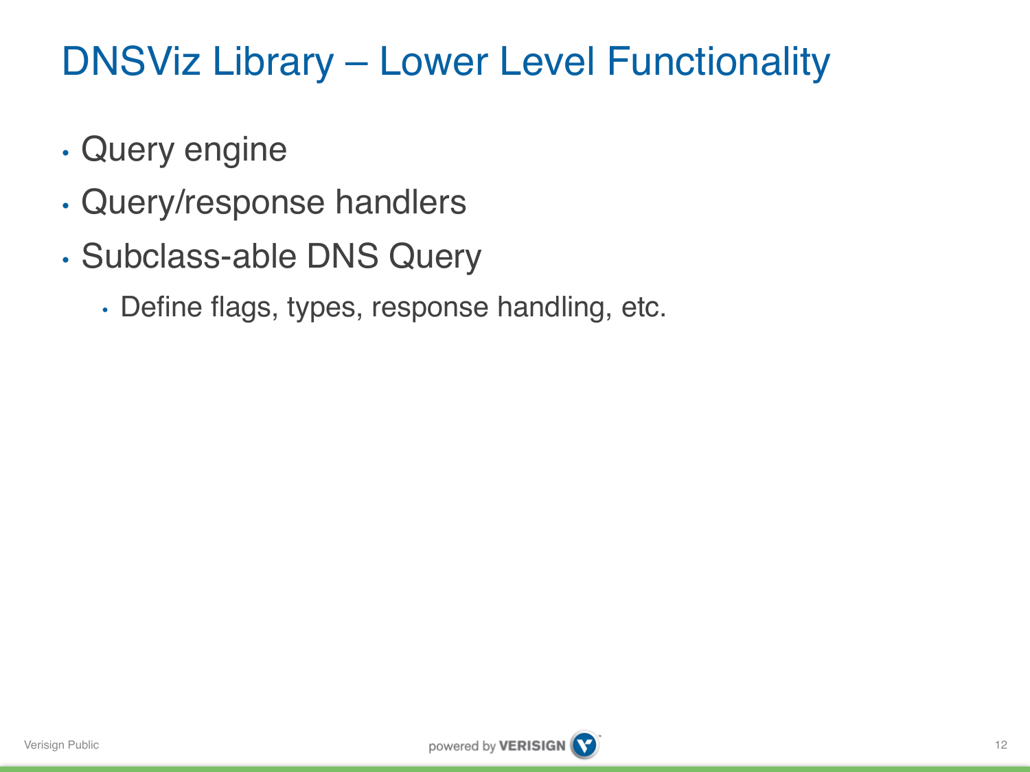# DNSViz Library – Lower Level Functionality

- Query engine
- Query/response handlers
- Subclass-able DNS Query
  - Define flags, types, response handling, etc.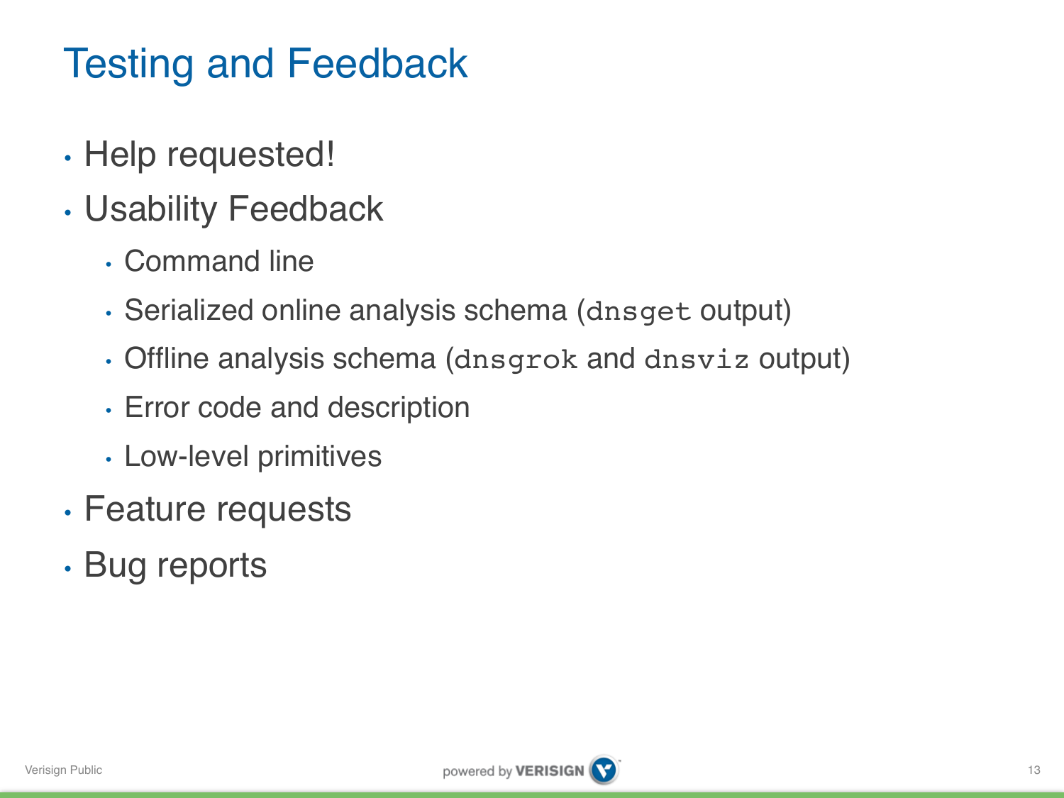# Testing and Feedback

- Help requested!
- Usability Feedback
  - Command line
  - Serialized online analysis schema (`dnsget` output)
  - Offline analysis schema (`dnsgrok` and `dnsviz` output)
  - Error code and description
  - Low-level primitives
- Feature requests
- Bug reports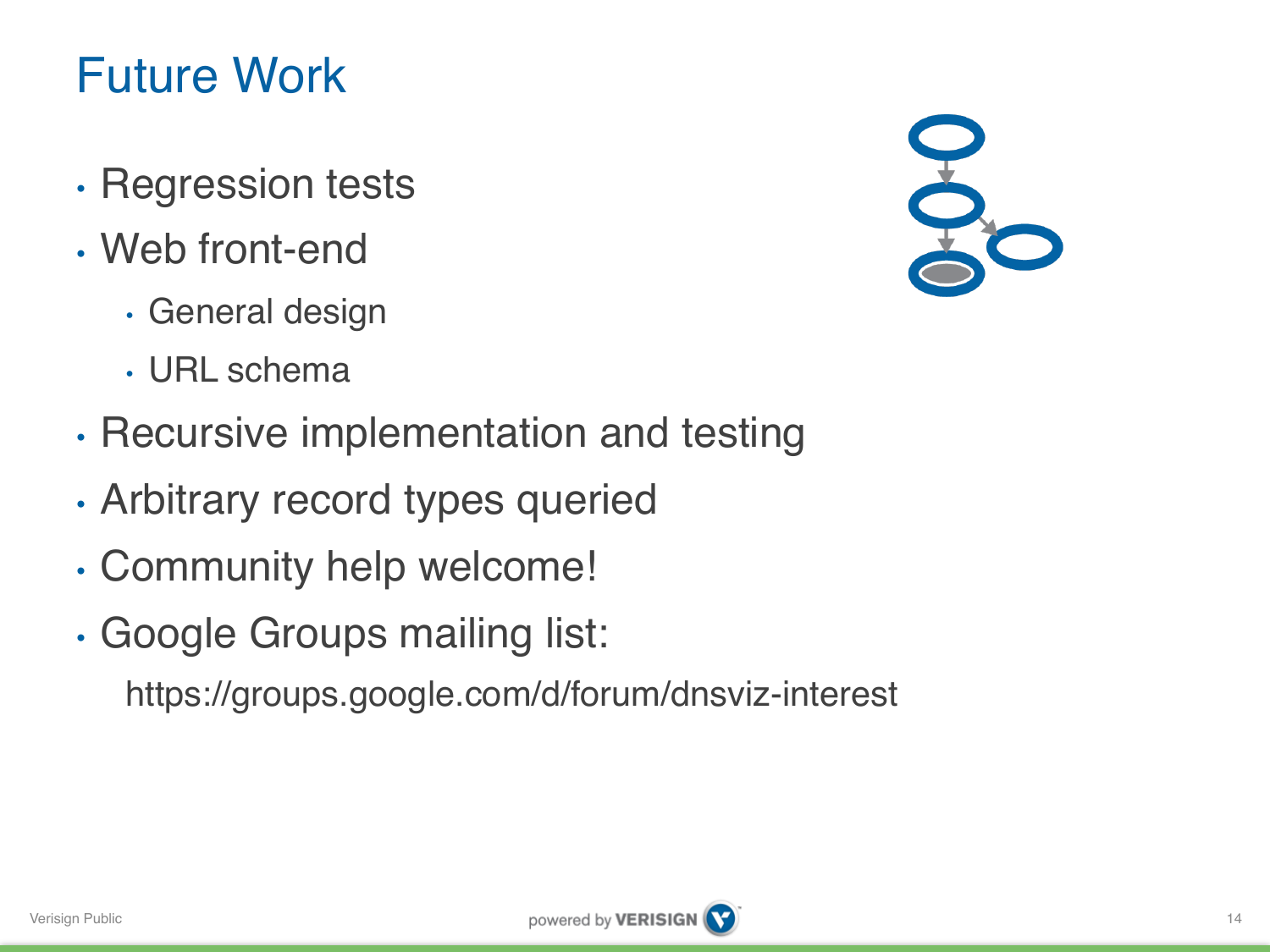# Future Work

- Regression tests
- Web front-end
  - General design
  - URL schema
- Recursive implementation and testing
- Arbitrary record types queried
- Community help welcome!
- Google Groups mailing list:

  https://groups.google.com/d/forum/dnsviz-interest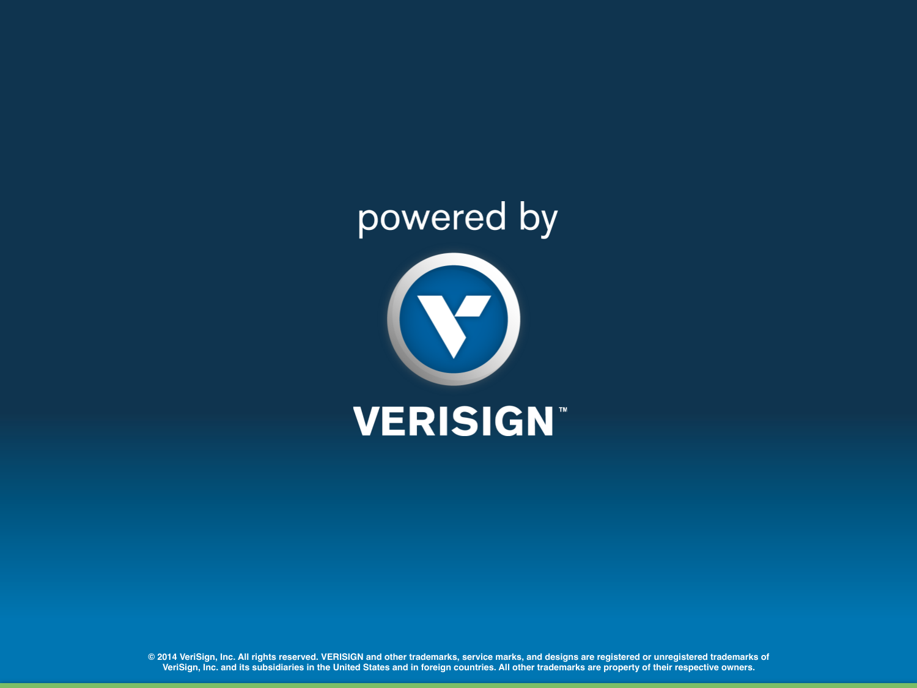powered by

VERISIGN™

© 2014 VeriSign, Inc. All rights reserved. VERISIGN and other trademarks, service marks, and designs are registered or unregistered trademarks of VeriSign, Inc. and its subsidiaries in the United States and in foreign countries. All other trademarks are property of their respective owners.